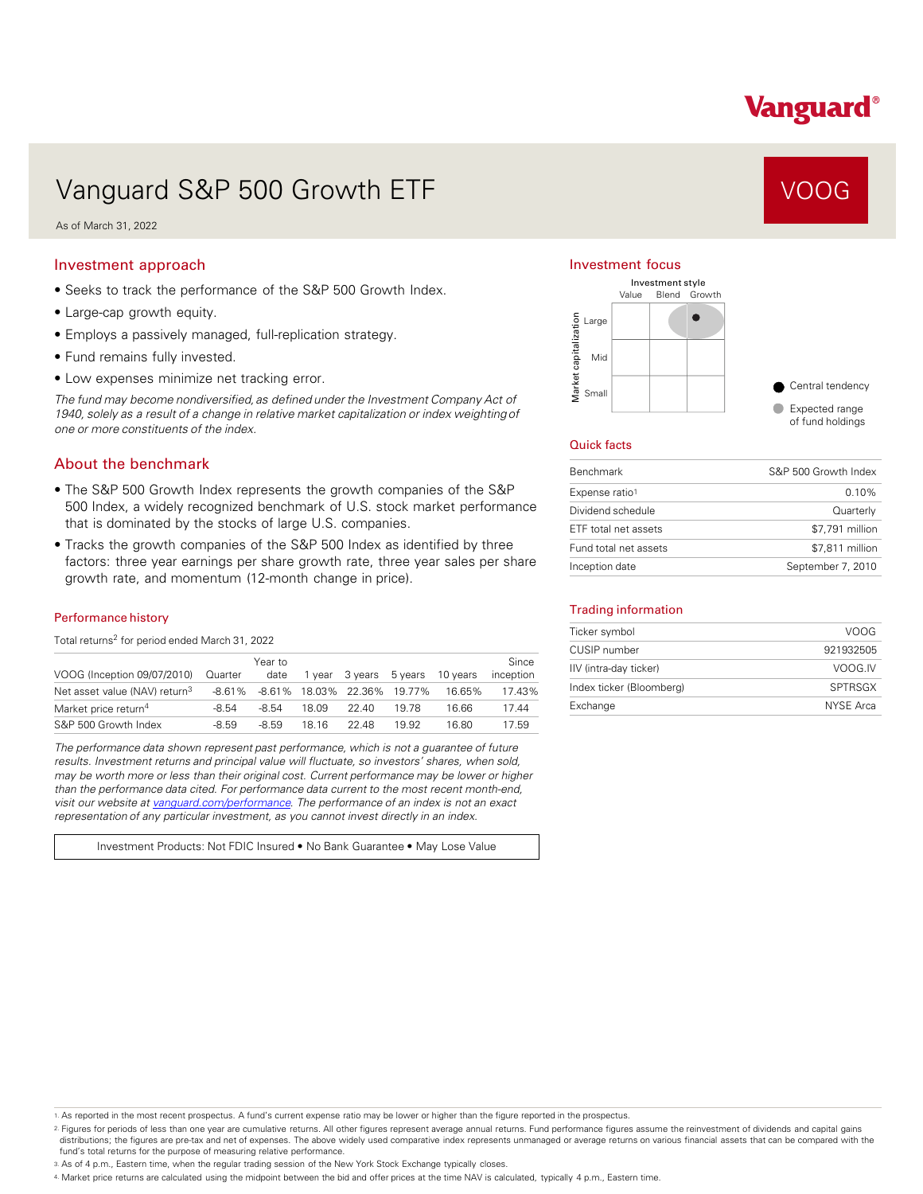Vanguard®

# Vanguard S&P 500 Growth ETF

**VOOG**

As of March 31, 2022

## Investment approach

- Seeks to track the performance of the S&P 500 Growth Index.
- Large-cap growth equity.
- Employs a passively managed, full-replication strategy.
- Fund remains fully invested.
- Low expenses minimize net tracking error.

*The fund may become nondiversified, as defined under the Investment Company Act of 1940, solely as a result of a change in relative market capitalization or index weighting of one or more constituents of the index.*

## About the benchmark

- The S&P 500 Growth Index represents the growth companies of the S&P 500 Index, a widely recognized benchmark of U.S. stock market performance that is dominated by the stocks of large U.S. companies.
- Tracks the growth companies of the S&P 500 Index as identified by three factors: three year earnings per share growth rate, three year sales per share growth rate, and momentum (12-month change in price).

### Performance history

Total returns[2] for period ended March 31, 2022

| VOOG (Inception 09/07/2010) | Quarter | Year to date | 1 year | 3 years | 5 years | 10 years | Since inception |
|---|---|---|---|---|---|---|---|
| Net asset value (NAV) return[3] | -8.61% | -8.61% | 18.03% | 22.36% | 19.77% | 16.65% | 17.43% |
| Market price return[4] | -8.54 | -8.54 | 18.09 | 22.40 | 19.78 | 16.66 | 17.44 |
| S&P 500 Growth Index | -8.59 | -8.59 | 18.16 | 22.48 | 19.92 | 16.80 | 17.59 |

*The performance data shown represent past performance, which is not a guarantee of future results. Investment returns and principal value will fluctuate, so investors' shares, when sold, may be worth more or less than their original cost. Current performance may be lower or higher than the performance data cited. For performance data current to the most recent month-end, visit our website at [vanguard.com/performance](vanguard.com/performance). The performance of an index is not an exact representation of any particular investment, as you cannot invest directly in an index.*

Investment Products: Not FDIC Insured • No Bank Guarantee • May Lose Value

## Investment focus

Investment style: Value, Blend, Growth
Market capitalization: Large, Mid, Small

Central tendency: Large Growth

Expected range of fund holdings: Large Blend–Growth

## Quick facts

| | |
|---|---|
| Benchmark | S&P 500 Growth Index |
| Expense ratio[1] | 0.10% |
| Dividend schedule | Quarterly |
| ETF total net assets | $7,791 million |
| Fund total net assets | $7,811 million |
| Inception date | September 7, 2010 |

## Trading information

| | |
|---|---|
| Ticker symbol | VOOG |
| CUSIP number | 921932505 |
| IIV (intra-day ticker) | VOOG.IV |
| Index ticker (Bloomberg) | SPTRSGX |
| Exchange | NYSE Arca |

1. As reported in the most recent prospectus. A fund's current expense ratio may be lower or higher than the figure reported in the prospectus.
2. Figures for periods of less than one year are cumulative returns. All other figures represent average annual returns. Fund performance figures assume the reinvestment of dividends and capital gains distributions; the figures are pre-tax and net of expenses. The above widely used comparative index represents unmanaged or average returns on various financial assets that can be compared with the fund's total returns for the purpose of measuring relative performance.
3. As of 4 p.m., Eastern time, when the regular trading session of the New York Stock Exchange typically closes.
4. Market price returns are calculated using the midpoint between the bid and offer prices at the time NAV is calculated, typically 4 p.m., Eastern time.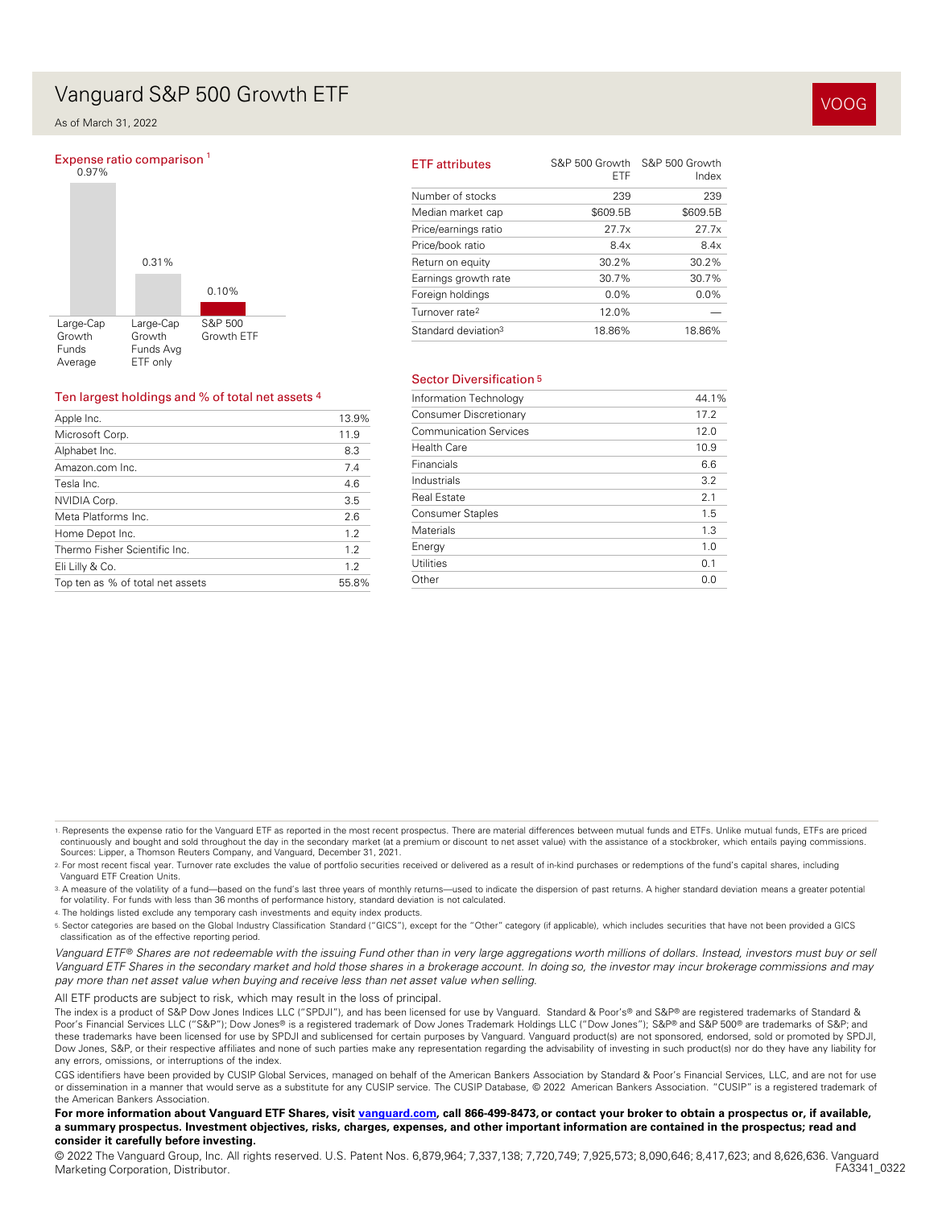# Vanguard S&P 500 Growth ETF

As of March 31, 2022

VOOG

## Expense ratio comparison [1]

0.97%

0.31%

0.10%

Large-Cap Growth Funds Average

Large-Cap Growth Funds Avg ETF only

S&P 500 Growth ETF

## Ten largest holdings and % of total net assets [4]

| | |
|---|---|
| Apple Inc. | 13.9% |
| Microsoft Corp. | 11.9 |
| Alphabet Inc. | 8.3 |
| Amazon.com Inc. | 7.4 |
| Tesla Inc. | 4.6 |
| NVIDIA Corp. | 3.5 |
| Meta Platforms Inc. | 2.6 |
| Home Depot Inc. | 1.2 |
| Thermo Fisher Scientific Inc. | 1.2 |
| Eli Lilly & Co. | 1.2 |
| Top ten as % of total net assets | 55.8% |

## ETF attributes

| | S&P 500 Growth ETF | S&P 500 Growth Index |
|---|---|---|
| Number of stocks | 239 | 239 |
| Median market cap | $609.5B | $609.5B |
| Price/earnings ratio | 27.7x | 27.7x |
| Price/book ratio | 8.4x | 8.4x |
| Return on equity | 30.2% | 30.2% |
| Earnings growth rate | 30.7% | 30.7% |
| Foreign holdings | 0.0% | 0.0% |
| Turnover rate[2] | 12.0% | — |
| Standard deviation[3] | 18.86% | 18.86% |

## Sector Diversification [5]

| | |
|---|---|
| Information Technology | 44.1% |
| Consumer Discretionary | 17.2 |
| Communication Services | 12.0 |
| Health Care | 10.9 |
| Financials | 6.6 |
| Industrials | 3.2 |
| Real Estate | 2.1 |
| Consumer Staples | 1.5 |
| Materials | 1.3 |
| Energy | 1.0 |
| Utilities | 0.1 |
| Other | 0.0 |

1. Represents the expense ratio for the Vanguard ETF as reported in the most recent prospectus. There are material differences between mutual funds and ETFs. Unlike mutual funds, ETFs are priced continuously and bought and sold throughout the day in the secondary market (at a premium or discount to net asset value) with the assistance of a stockbroker, which entails paying commissions. Sources: Lipper, a Thomson Reuters Company, and Vanguard, December 31, 2021.

2. For most recent fiscal year. Turnover rate excludes the value of portfolio securities received or delivered as a result of in-kind purchases or redemptions of the fund's capital shares, including Vanguard ETF Creation Units.

3. A measure of the volatility of a fund—based on the fund's last three years of monthly returns—used to indicate the dispersion of past returns. A higher standard deviation means a greater potential for volatility. For funds with less than 36 months of performance history, standard deviation is not calculated.

4. The holdings listed exclude any temporary cash investments and equity index products.

5. Sector categories are based on the Global Industry Classification Standard ("GICS"), except for the "Other" category (if applicable), which includes securities that have not been provided a GICS classification as of the effective reporting period.

*Vanguard ETF® Shares are not redeemable with the issuing Fund other than in very large aggregations worth millions of dollars. Instead, investors must buy or sell Vanguard ETF Shares in the secondary market and hold those shares in a brokerage account. In doing so, the investor may incur brokerage commissions and may pay more than net asset value when buying and receive less than net asset value when selling.*

All ETF products are subject to risk, which may result in the loss of principal.

The index is a product of S&P Dow Jones Indices LLC ("SPDJI"), and has been licensed for use by Vanguard. Standard & Poor's® and S&P® are registered trademarks of Standard & Poor's Financial Services LLC ("S&P"); Dow Jones® is a registered trademark of Dow Jones Trademark Holdings LLC ("Dow Jones"); S&P® and S&P 500® are trademarks of S&P; and these trademarks have been licensed for use by SPDJI and sublicensed for certain purposes by Vanguard. Vanguard product(s) are not sponsored, endorsed, sold or promoted by SPDJI, Dow Jones, S&P, or their respective affiliates and none of such parties make any representation regarding the advisability of investing in such product(s) nor do they have any liability for any errors, omissions, or interruptions of the index.

CGS identifiers have been provided by CUSIP Global Services, managed on behalf of the American Bankers Association by Standard & Poor's Financial Services, LLC, and are not for use or dissemination in a manner that would serve as a substitute for any CUSIP service. The CUSIP Database, © 2022 American Bankers Association. "CUSIP" is a registered trademark of the American Bankers Association.

**For more information about Vanguard ETF Shares, visit vanguard.com, call 866-499-8473, or contact your broker to obtain a prospectus or, if available, a summary prospectus. Investment objectives, risks, charges, expenses, and other important information are contained in the prospectus; read and consider it carefully before investing.**

© 2022 The Vanguard Group, Inc. All rights reserved. U.S. Patent Nos. 6,879,964; 7,337,138; 7,720,749; 7,925,573; 8,090,646; 8,417,623; and 8,626,636. Vanguard Marketing Corporation, Distributor.

FA3341_0322